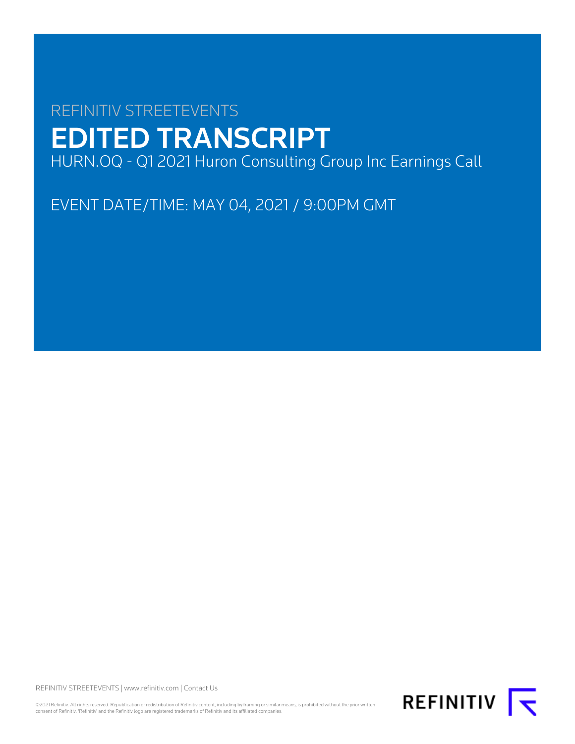REFINITIV STREETEVENTS

# EDITED TRANSCRIPT

HURN.OQ - Q1 2021 Huron Consulting Group Inc Earnings Call

EVENT DATE/TIME: MAY 04, 2021 / 9:00PM GMT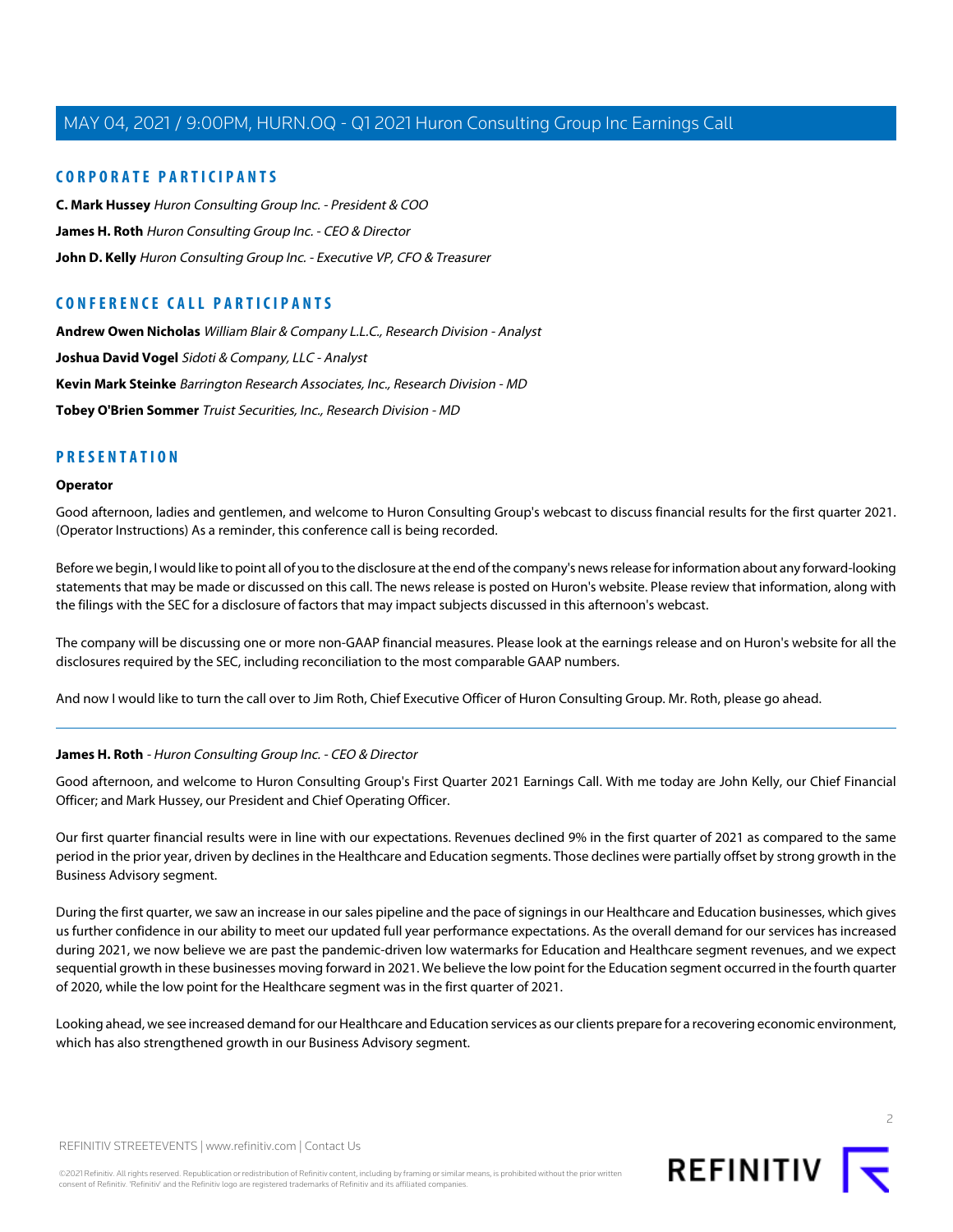## CORPORATE PARTICIPANTS

**C. Mark Hussey** *Huron Consulting Group Inc. - President & COO*

**James H. Roth** *Huron Consulting Group Inc. - CEO & Director*

**John D. Kelly** *Huron Consulting Group Inc. - Executive VP, CFO & Treasurer*

## CONFERENCE CALL PARTICIPANTS

**Andrew Owen Nicholas** *William Blair & Company L.L.C., Research Division - Analyst*

**Joshua David Vogel** *Sidoti & Company, LLC - Analyst*

**Kevin Mark Steinke** *Barrington Research Associates, Inc., Research Division - MD*

**Tobey O'Brien Sommer** *Truist Securities, Inc., Research Division - MD*

## PRESENTATION

**Operator**

Good afternoon, ladies and gentlemen, and welcome to Huron Consulting Group's webcast to discuss financial results for the first quarter 2021. (Operator Instructions) As a reminder, this conference call is being recorded.

Before we begin, I would like to point all of you to the disclosure at the end of the company's news release for information about any forward-looking statements that may be made or discussed on this call. The news release is posted on Huron's website. Please review that information, along with the filings with the SEC for a disclosure of factors that may impact subjects discussed in this afternoon's webcast.

The company will be discussing one or more non-GAAP financial measures. Please look at the earnings release and on Huron's website for all the disclosures required by the SEC, including reconciliation to the most comparable GAAP numbers.

And now I would like to turn the call over to Jim Roth, Chief Executive Officer of Huron Consulting Group. Mr. Roth, please go ahead.

---

**James H. Roth** - *Huron Consulting Group Inc. - CEO & Director*

Good afternoon, and welcome to Huron Consulting Group's First Quarter 2021 Earnings Call. With me today are John Kelly, our Chief Financial Officer; and Mark Hussey, our President and Chief Operating Officer.

Our first quarter financial results were in line with our expectations. Revenues declined 9% in the first quarter of 2021 as compared to the same period in the prior year, driven by declines in the Healthcare and Education segments. Those declines were partially offset by strong growth in the Business Advisory segment.

During the first quarter, we saw an increase in our sales pipeline and the pace of signings in our Healthcare and Education businesses, which gives us further confidence in our ability to meet our updated full year performance expectations. As the overall demand for our services has increased during 2021, we now believe we are past the pandemic-driven low watermarks for Education and Healthcare segment revenues, and we expect sequential growth in these businesses moving forward in 2021. We believe the low point for the Education segment occurred in the fourth quarter of 2020, while the low point for the Healthcare segment was in the first quarter of 2021.

Looking ahead, we see increased demand for our Healthcare and Education services as our clients prepare for a recovering economic environment, which has also strengthened growth in our Business Advisory segment.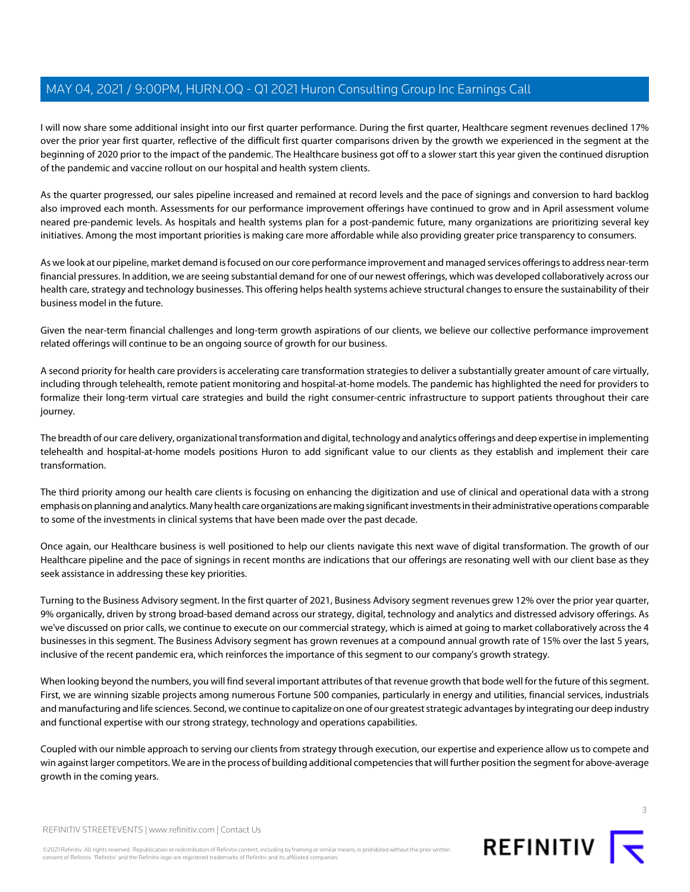I will now share some additional insight into our first quarter performance. During the first quarter, Healthcare segment revenues declined 17% over the prior year first quarter, reflective of the difficult first quarter comparisons driven by the growth we experienced in the segment at the beginning of 2020 prior to the impact of the pandemic. The Healthcare business got off to a slower start this year given the continued disruption of the pandemic and vaccine rollout on our hospital and health system clients.

As the quarter progressed, our sales pipeline increased and remained at record levels and the pace of signings and conversion to hard backlog also improved each month. Assessments for our performance improvement offerings have continued to grow and in April assessment volume neared pre-pandemic levels. As hospitals and health systems plan for a post-pandemic future, many organizations are prioritizing several key initiatives. Among the most important priorities is making care more affordable while also providing greater price transparency to consumers.

As we look at our pipeline, market demand is focused on our core performance improvement and managed services offerings to address near-term financial pressures. In addition, we are seeing substantial demand for one of our newest offerings, which was developed collaboratively across our health care, strategy and technology businesses. This offering helps health systems achieve structural changes to ensure the sustainability of their business model in the future.

Given the near-term financial challenges and long-term growth aspirations of our clients, we believe our collective performance improvement related offerings will continue to be an ongoing source of growth for our business.

A second priority for health care providers is accelerating care transformation strategies to deliver a substantially greater amount of care virtually, including through telehealth, remote patient monitoring and hospital-at-home models. The pandemic has highlighted the need for providers to formalize their long-term virtual care strategies and build the right consumer-centric infrastructure to support patients throughout their care journey.

The breadth of our care delivery, organizational transformation and digital, technology and analytics offerings and deep expertise in implementing telehealth and hospital-at-home models positions Huron to add significant value to our clients as they establish and implement their care transformation.

The third priority among our health care clients is focusing on enhancing the digitization and use of clinical and operational data with a strong emphasis on planning and analytics. Many health care organizations are making significant investments in their administrative operations comparable to some of the investments in clinical systems that have been made over the past decade.

Once again, our Healthcare business is well positioned to help our clients navigate this next wave of digital transformation. The growth of our Healthcare pipeline and the pace of signings in recent months are indications that our offerings are resonating well with our client base as they seek assistance in addressing these key priorities.

Turning to the Business Advisory segment. In the first quarter of 2021, Business Advisory segment revenues grew 12% over the prior year quarter, 9% organically, driven by strong broad-based demand across our strategy, digital, technology and analytics and distressed advisory offerings. As we've discussed on prior calls, we continue to execute on our commercial strategy, which is aimed at going to market collaboratively across the 4 businesses in this segment. The Business Advisory segment has grown revenues at a compound annual growth rate of 15% over the last 5 years, inclusive of the recent pandemic era, which reinforces the importance of this segment to our company's growth strategy.

When looking beyond the numbers, you will find several important attributes of that revenue growth that bode well for the future of this segment. First, we are winning sizable projects among numerous Fortune 500 companies, particularly in energy and utilities, financial services, industrials and manufacturing and life sciences. Second, we continue to capitalize on one of our greatest strategic advantages by integrating our deep industry and functional expertise with our strong strategy, technology and operations capabilities.

Coupled with our nimble approach to serving our clients from strategy through execution, our expertise and experience allow us to compete and win against larger competitors. We are in the process of building additional competencies that will further position the segment for above-average growth in the coming years.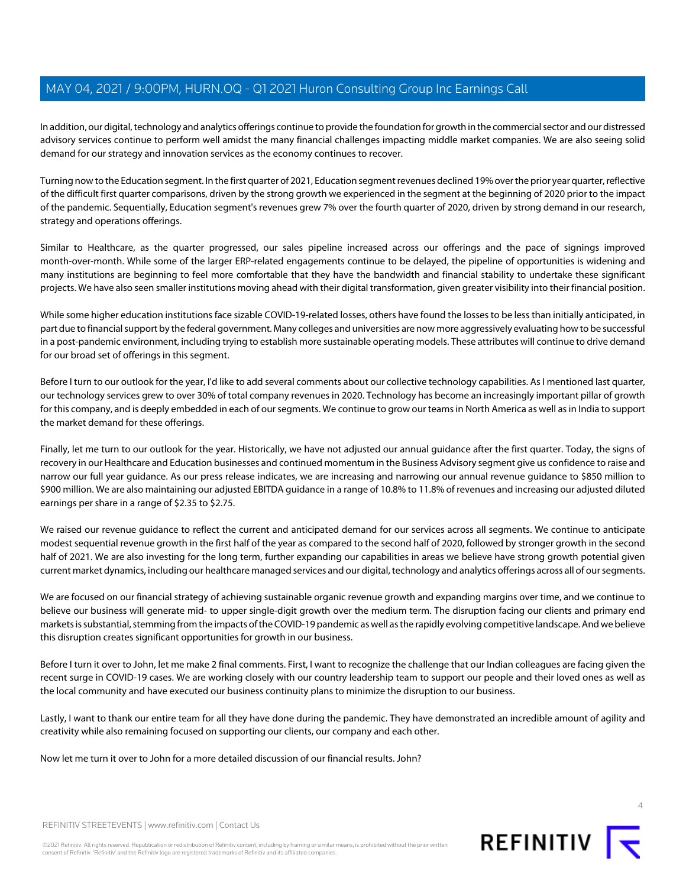In addition, our digital, technology and analytics offerings continue to provide the foundation for growth in the commercial sector and our distressed advisory services continue to perform well amidst the many financial challenges impacting middle market companies. We are also seeing solid demand for our strategy and innovation services as the economy continues to recover.

Turning now to the Education segment. In the first quarter of 2021, Education segment revenues declined 19% over the prior year quarter, reflective of the difficult first quarter comparisons, driven by the strong growth we experienced in the segment at the beginning of 2020 prior to the impact of the pandemic. Sequentially, Education segment's revenues grew 7% over the fourth quarter of 2020, driven by strong demand in our research, strategy and operations offerings.

Similar to Healthcare, as the quarter progressed, our sales pipeline increased across our offerings and the pace of signings improved month-over-month. While some of the larger ERP-related engagements continue to be delayed, the pipeline of opportunities is widening and many institutions are beginning to feel more comfortable that they have the bandwidth and financial stability to undertake these significant projects. We have also seen smaller institutions moving ahead with their digital transformation, given greater visibility into their financial position.

While some higher education institutions face sizable COVID-19-related losses, others have found the losses to be less than initially anticipated, in part due to financial support by the federal government. Many colleges and universities are now more aggressively evaluating how to be successful in a post-pandemic environment, including trying to establish more sustainable operating models. These attributes will continue to drive demand for our broad set of offerings in this segment.

Before I turn to our outlook for the year, I'd like to add several comments about our collective technology capabilities. As I mentioned last quarter, our technology services grew to over 30% of total company revenues in 2020. Technology has become an increasingly important pillar of growth for this company, and is deeply embedded in each of our segments. We continue to grow our teams in North America as well as in India to support the market demand for these offerings.

Finally, let me turn to our outlook for the year. Historically, we have not adjusted our annual guidance after the first quarter. Today, the signs of recovery in our Healthcare and Education businesses and continued momentum in the Business Advisory segment give us confidence to raise and narrow our full year guidance. As our press release indicates, we are increasing and narrowing our annual revenue guidance to $850 million to $900 million. We are also maintaining our adjusted EBITDA guidance in a range of 10.8% to 11.8% of revenues and increasing our adjusted diluted earnings per share in a range of $2.35 to $2.75.

We raised our revenue guidance to reflect the current and anticipated demand for our services across all segments. We continue to anticipate modest sequential revenue growth in the first half of the year as compared to the second half of 2020, followed by stronger growth in the second half of 2021. We are also investing for the long term, further expanding our capabilities in areas we believe have strong growth potential given current market dynamics, including our healthcare managed services and our digital, technology and analytics offerings across all of our segments.

We are focused on our financial strategy of achieving sustainable organic revenue growth and expanding margins over time, and we continue to believe our business will generate mid- to upper single-digit growth over the medium term. The disruption facing our clients and primary end markets is substantial, stemming from the impacts of the COVID-19 pandemic as well as the rapidly evolving competitive landscape. And we believe this disruption creates significant opportunities for growth in our business.

Before I turn it over to John, let me make 2 final comments. First, I want to recognize the challenge that our Indian colleagues are facing given the recent surge in COVID-19 cases. We are working closely with our country leadership team to support our people and their loved ones as well as the local community and have executed our business continuity plans to minimize the disruption to our business.

Lastly, I want to thank our entire team for all they have done during the pandemic. They have demonstrated an incredible amount of agility and creativity while also remaining focused on supporting our clients, our company and each other.

Now let me turn it over to John for a more detailed discussion of our financial results. John?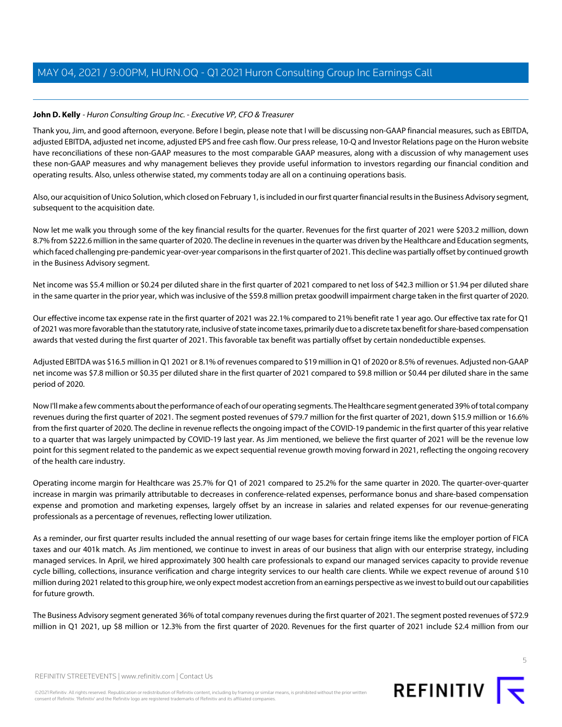**John D. Kelly** - *Huron Consulting Group Inc. - Executive VP, CFO & Treasurer*

Thank you, Jim, and good afternoon, everyone. Before I begin, please note that I will be discussing non-GAAP financial measures, such as EBITDA, adjusted EBITDA, adjusted net income, adjusted EPS and free cash flow. Our press release, 10-Q and Investor Relations page on the Huron website have reconciliations of these non-GAAP measures to the most comparable GAAP measures, along with a discussion of why management uses these non-GAAP measures and why management believes they provide useful information to investors regarding our financial condition and operating results. Also, unless otherwise stated, my comments today are all on a continuing operations basis.

Also, our acquisition of Unico Solution, which closed on February 1, is included in our first quarter financial results in the Business Advisory segment, subsequent to the acquisition date.

Now let me walk you through some of the key financial results for the quarter. Revenues for the first quarter of 2021 were $203.2 million, down 8.7% from $222.6 million in the same quarter of 2020. The decline in revenues in the quarter was driven by the Healthcare and Education segments, which faced challenging pre-pandemic year-over-year comparisons in the first quarter of 2021. This decline was partially offset by continued growth in the Business Advisory segment.

Net income was $5.4 million or $0.24 per diluted share in the first quarter of 2021 compared to net loss of $42.3 million or $1.94 per diluted share in the same quarter in the prior year, which was inclusive of the $59.8 million pretax goodwill impairment charge taken in the first quarter of 2020.

Our effective income tax expense rate in the first quarter of 2021 was 22.1% compared to 21% benefit rate 1 year ago. Our effective tax rate for Q1 of 2021 was more favorable than the statutory rate, inclusive of state income taxes, primarily due to a discrete tax benefit for share-based compensation awards that vested during the first quarter of 2021. This favorable tax benefit was partially offset by certain nondeductible expenses.

Adjusted EBITDA was $16.5 million in Q1 2021 or 8.1% of revenues compared to $19 million in Q1 of 2020 or 8.5% of revenues. Adjusted non-GAAP net income was $7.8 million or $0.35 per diluted share in the first quarter of 2021 compared to $9.8 million or $0.44 per diluted share in the same period of 2020.

Now I'll make a few comments about the performance of each of our operating segments. The Healthcare segment generated 39% of total company revenues during the first quarter of 2021. The segment posted revenues of $79.7 million for the first quarter of 2021, down $15.9 million or 16.6% from the first quarter of 2020. The decline in revenue reflects the ongoing impact of the COVID-19 pandemic in the first quarter of this year relative to a quarter that was largely unimpacted by COVID-19 last year. As Jim mentioned, we believe the first quarter of 2021 will be the revenue low point for this segment related to the pandemic as we expect sequential revenue growth moving forward in 2021, reflecting the ongoing recovery of the health care industry.

Operating income margin for Healthcare was 25.7% for Q1 of 2021 compared to 25.2% for the same quarter in 2020. The quarter-over-quarter increase in margin was primarily attributable to decreases in conference-related expenses, performance bonus and share-based compensation expense and promotion and marketing expenses, largely offset by an increase in salaries and related expenses for our revenue-generating professionals as a percentage of revenues, reflecting lower utilization.

As a reminder, our first quarter results included the annual resetting of our wage bases for certain fringe items like the employer portion of FICA taxes and our 401k match. As Jim mentioned, we continue to invest in areas of our business that align with our enterprise strategy, including managed services. In April, we hired approximately 300 health care professionals to expand our managed services capacity to provide revenue cycle billing, collections, insurance verification and charge integrity services to our health care clients. While we expect revenue of around $10 million during 2021 related to this group hire, we only expect modest accretion from an earnings perspective as we invest to build out our capabilities for future growth.

The Business Advisory segment generated 36% of total company revenues during the first quarter of 2021. The segment posted revenues of $72.9 million in Q1 2021, up $8 million or 12.3% from the first quarter of 2020. Revenues for the first quarter of 2021 include $2.4 million from our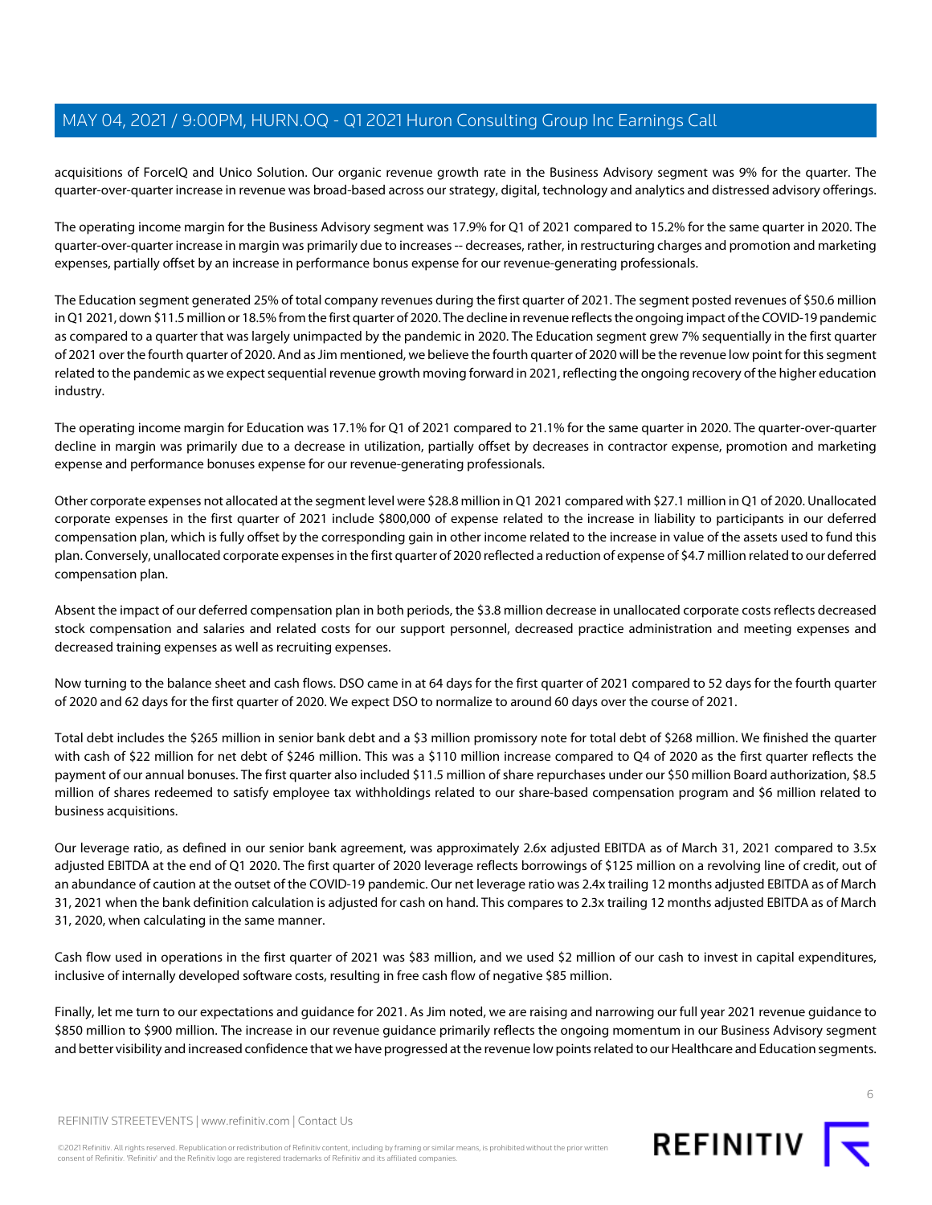acquisitions of ForceIQ and Unico Solution. Our organic revenue growth rate in the Business Advisory segment was 9% for the quarter. The quarter-over-quarter increase in revenue was broad-based across our strategy, digital, technology and analytics and distressed advisory offerings.

The operating income margin for the Business Advisory segment was 17.9% for Q1 of 2021 compared to 15.2% for the same quarter in 2020. The quarter-over-quarter increase in margin was primarily due to increases -- decreases, rather, in restructuring charges and promotion and marketing expenses, partially offset by an increase in performance bonus expense for our revenue-generating professionals.

The Education segment generated 25% of total company revenues during the first quarter of 2021. The segment posted revenues of $50.6 million in Q1 2021, down $11.5 million or 18.5% from the first quarter of 2020. The decline in revenue reflects the ongoing impact of the COVID-19 pandemic as compared to a quarter that was largely unimpacted by the pandemic in 2020. The Education segment grew 7% sequentially in the first quarter of 2021 over the fourth quarter of 2020. And as Jim mentioned, we believe the fourth quarter of 2020 will be the revenue low point for this segment related to the pandemic as we expect sequential revenue growth moving forward in 2021, reflecting the ongoing recovery of the higher education industry.

The operating income margin for Education was 17.1% for Q1 of 2021 compared to 21.1% for the same quarter in 2020. The quarter-over-quarter decline in margin was primarily due to a decrease in utilization, partially offset by decreases in contractor expense, promotion and marketing expense and performance bonuses expense for our revenue-generating professionals.

Other corporate expenses not allocated at the segment level were $28.8 million in Q1 2021 compared with $27.1 million in Q1 of 2020. Unallocated corporate expenses in the first quarter of 2021 include $800,000 of expense related to the increase in liability to participants in our deferred compensation plan, which is fully offset by the corresponding gain in other income related to the increase in value of the assets used to fund this plan. Conversely, unallocated corporate expenses in the first quarter of 2020 reflected a reduction of expense of $4.7 million related to our deferred compensation plan.

Absent the impact of our deferred compensation plan in both periods, the $3.8 million decrease in unallocated corporate costs reflects decreased stock compensation and salaries and related costs for our support personnel, decreased practice administration and meeting expenses and decreased training expenses as well as recruiting expenses.

Now turning to the balance sheet and cash flows. DSO came in at 64 days for the first quarter of 2021 compared to 52 days for the fourth quarter of 2020 and 62 days for the first quarter of 2020. We expect DSO to normalize to around 60 days over the course of 2021.

Total debt includes the $265 million in senior bank debt and a $3 million promissory note for total debt of $268 million. We finished the quarter with cash of $22 million for net debt of $246 million. This was a $110 million increase compared to Q4 of 2020 as the first quarter reflects the payment of our annual bonuses. The first quarter also included $11.5 million of share repurchases under our $50 million Board authorization, $8.5 million of shares redeemed to satisfy employee tax withholdings related to our share-based compensation program and $6 million related to business acquisitions.

Our leverage ratio, as defined in our senior bank agreement, was approximately 2.6x adjusted EBITDA as of March 31, 2021 compared to 3.5x adjusted EBITDA at the end of Q1 2020. The first quarter of 2020 leverage reflects borrowings of $125 million on a revolving line of credit, out of an abundance of caution at the outset of the COVID-19 pandemic. Our net leverage ratio was 2.4x trailing 12 months adjusted EBITDA as of March 31, 2021 when the bank definition calculation is adjusted for cash on hand. This compares to 2.3x trailing 12 months adjusted EBITDA as of March 31, 2020, when calculating in the same manner.

Cash flow used in operations in the first quarter of 2021 was $83 million, and we used $2 million of our cash to invest in capital expenditures, inclusive of internally developed software costs, resulting in free cash flow of negative $85 million.

Finally, let me turn to our expectations and guidance for 2021. As Jim noted, we are raising and narrowing our full year 2021 revenue guidance to $850 million to $900 million. The increase in our revenue guidance primarily reflects the ongoing momentum in our Business Advisory segment and better visibility and increased confidence that we have progressed at the revenue low points related to our Healthcare and Education segments.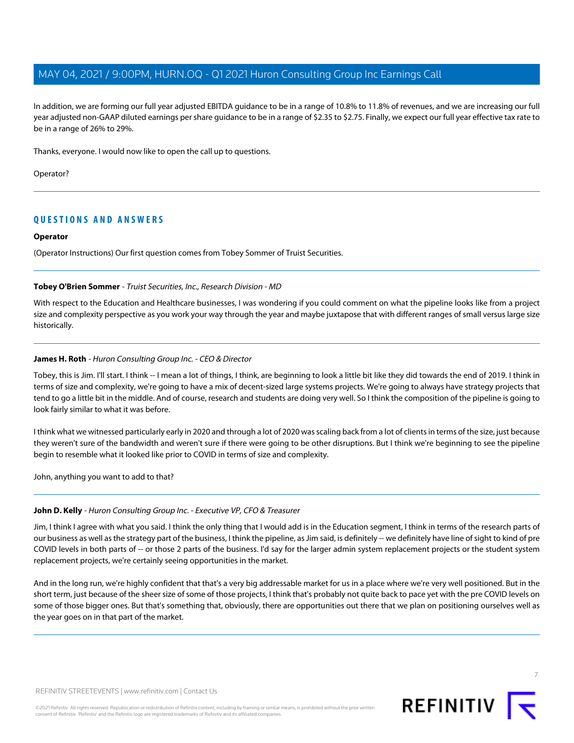In addition, we are forming our full year adjusted EBITDA guidance to be in a range of 10.8% to 11.8% of revenues, and we are increasing our full year adjusted non-GAAP diluted earnings per share guidance to be in a range of $2.35 to $2.75. Finally, we expect our full year effective tax rate to be in a range of 26% to 29%.

Thanks, everyone. I would now like to open the call up to questions.

Operator?

---

## QUESTIONS AND ANSWERS

**Operator**

(Operator Instructions) Our first question comes from Tobey Sommer of Truist Securities.

---

**Tobey O'Brien Sommer** - *Truist Securities, Inc., Research Division - MD*

With respect to the Education and Healthcare businesses, I was wondering if you could comment on what the pipeline looks like from a project size and complexity perspective as you work your way through the year and maybe juxtapose that with different ranges of small versus large size historically.

---

**James H. Roth** - *Huron Consulting Group Inc. - CEO & Director*

Tobey, this is Jim. I'll start. I think -- I mean a lot of things, I think, are beginning to look a little bit like they did towards the end of 2019. I think in terms of size and complexity, we're going to have a mix of decent-sized large systems projects. We're going to always have strategy projects that tend to go a little bit in the middle. And of course, research and students are doing very well. So I think the composition of the pipeline is going to look fairly similar to what it was before.

I think what we witnessed particularly early in 2020 and through a lot of 2020 was scaling back from a lot of clients in terms of the size, just because they weren't sure of the bandwidth and weren't sure if there were going to be other disruptions. But I think we're beginning to see the pipeline begin to resemble what it looked like prior to COVID in terms of size and complexity.

John, anything you want to add to that?

---

**John D. Kelly** - *Huron Consulting Group Inc. - Executive VP, CFO & Treasurer*

Jim, I think I agree with what you said. I think the only thing that I would add is in the Education segment, I think in terms of the research parts of our business as well as the strategy part of the business, I think the pipeline, as Jim said, is definitely -- we definitely have line of sight to kind of pre COVID levels in both parts of -- or those 2 parts of the business. I'd say for the larger admin system replacement projects or the student system replacement projects, we're certainly seeing opportunities in the market.

And in the long run, we're highly confident that that's a very big addressable market for us in a place where we're very well positioned. But in the short term, just because of the sheer size of some of those projects, I think that's probably not quite back to pace yet with the pre COVID levels on some of those bigger ones. But that's something that, obviously, there are opportunities out there that we plan on positioning ourselves well as the year goes on in that part of the market.

---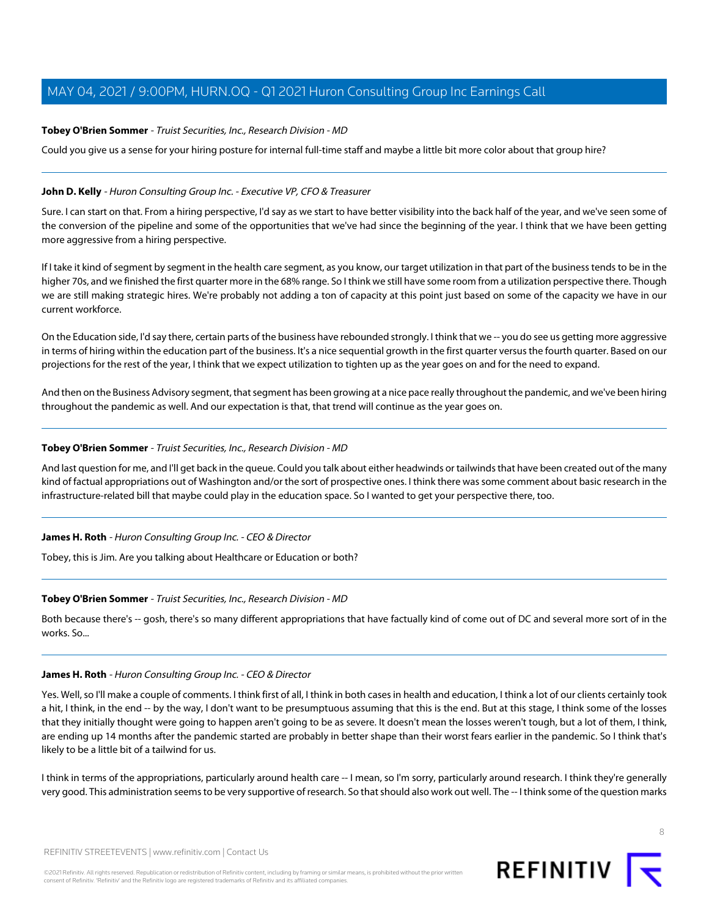**Tobey O'Brien Sommer** - *Truist Securities, Inc., Research Division - MD*

Could you give us a sense for your hiring posture for internal full-time staff and maybe a little bit more color about that group hire?

---

**John D. Kelly** - *Huron Consulting Group Inc. - Executive VP, CFO & Treasurer*

Sure. I can start on that. From a hiring perspective, I'd say as we start to have better visibility into the back half of the year, and we've seen some of the conversion of the pipeline and some of the opportunities that we've had since the beginning of the year. I think that we have been getting more aggressive from a hiring perspective.

If I take it kind of segment by segment in the health care segment, as you know, our target utilization in that part of the business tends to be in the higher 70s, and we finished the first quarter more in the 68% range. So I think we still have some room from a utilization perspective there. Though we are still making strategic hires. We're probably not adding a ton of capacity at this point just based on some of the capacity we have in our current workforce.

On the Education side, I'd say there, certain parts of the business have rebounded strongly. I think that we -- you do see us getting more aggressive in terms of hiring within the education part of the business. It's a nice sequential growth in the first quarter versus the fourth quarter. Based on our projections for the rest of the year, I think that we expect utilization to tighten up as the year goes on and for the need to expand.

And then on the Business Advisory segment, that segment has been growing at a nice pace really throughout the pandemic, and we've been hiring throughout the pandemic as well. And our expectation is that, that trend will continue as the year goes on.

---

**Tobey O'Brien Sommer** - *Truist Securities, Inc., Research Division - MD*

And last question for me, and I'll get back in the queue. Could you talk about either headwinds or tailwinds that have been created out of the many kind of factual appropriations out of Washington and/or the sort of prospective ones. I think there was some comment about basic research in the infrastructure-related bill that maybe could play in the education space. So I wanted to get your perspective there, too.

---

**James H. Roth** - *Huron Consulting Group Inc. - CEO & Director*

Tobey, this is Jim. Are you talking about Healthcare or Education or both?

---

**Tobey O'Brien Sommer** - *Truist Securities, Inc., Research Division - MD*

Both because there's -- gosh, there's so many different appropriations that have factually kind of come out of DC and several more sort of in the works. So...

---

**James H. Roth** - *Huron Consulting Group Inc. - CEO & Director*

Yes. Well, so I'll make a couple of comments. I think first of all, I think in both cases in health and education, I think a lot of our clients certainly took a hit, I think, in the end -- by the way, I don't want to be presumptuous assuming that this is the end. But at this stage, I think some of the losses that they initially thought were going to happen aren't going to be as severe. It doesn't mean the losses weren't tough, but a lot of them, I think, are ending up 14 months after the pandemic started are probably in better shape than their worst fears earlier in the pandemic. So I think that's likely to be a little bit of a tailwind for us.

I think in terms of the appropriations, particularly around health care -- I mean, so I'm sorry, particularly around research. I think they're generally very good. This administration seems to be very supportive of research. So that should also work out well. The -- I think some of the question marks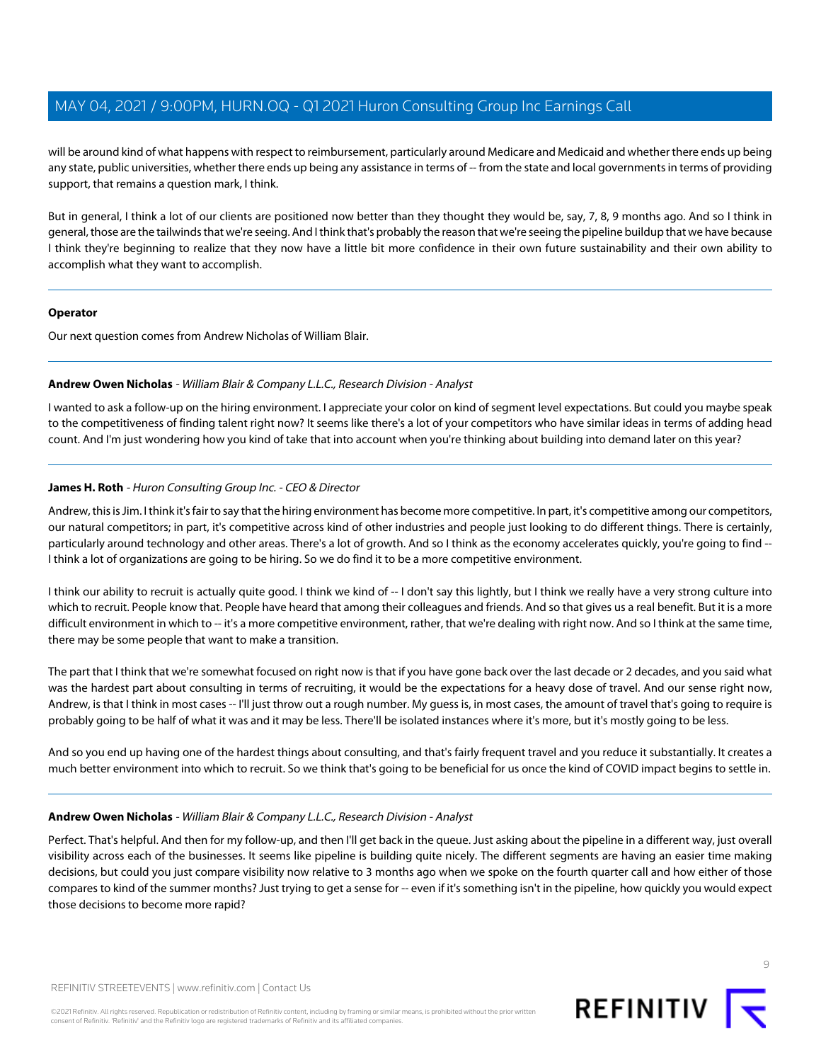will be around kind of what happens with respect to reimbursement, particularly around Medicare and Medicaid and whether there ends up being any state, public universities, whether there ends up being any assistance in terms of -- from the state and local governments in terms of providing support, that remains a question mark, I think.

But in general, I think a lot of our clients are positioned now better than they thought they would be, say, 7, 8, 9 months ago. And so I think in general, those are the tailwinds that we're seeing. And I think that's probably the reason that we're seeing the pipeline buildup that we have because I think they're beginning to realize that they now have a little bit more confidence in their own future sustainability and their own ability to accomplish what they want to accomplish.

---

**Operator**

Our next question comes from Andrew Nicholas of William Blair.

---

**Andrew Owen Nicholas** - *William Blair & Company L.L.C., Research Division - Analyst*

I wanted to ask a follow-up on the hiring environment. I appreciate your color on kind of segment level expectations. But could you maybe speak to the competitiveness of finding talent right now? It seems like there's a lot of your competitors who have similar ideas in terms of adding head count. And I'm just wondering how you kind of take that into account when you're thinking about building into demand later on this year?

---

**James H. Roth** - *Huron Consulting Group Inc. - CEO & Director*

Andrew, this is Jim. I think it's fair to say that the hiring environment has become more competitive. In part, it's competitive among our competitors, our natural competitors; in part, it's competitive across kind of other industries and people just looking to do different things. There is certainly, particularly around technology and other areas. There's a lot of growth. And so I think as the economy accelerates quickly, you're going to find -- I think a lot of organizations are going to be hiring. So we do find it to be a more competitive environment.

I think our ability to recruit is actually quite good. I think we kind of -- I don't say this lightly, but I think we really have a very strong culture into which to recruit. People know that. People have heard that among their colleagues and friends. And so that gives us a real benefit. But it is a more difficult environment in which to -- it's a more competitive environment, rather, that we're dealing with right now. And so I think at the same time, there may be some people that want to make a transition.

The part that I think that we're somewhat focused on right now is that if you have gone back over the last decade or 2 decades, and you said what was the hardest part about consulting in terms of recruiting, it would be the expectations for a heavy dose of travel. And our sense right now, Andrew, is that I think in most cases -- I'll just throw out a rough number. My guess is, in most cases, the amount of travel that's going to require is probably going to be half of what it was and it may be less. There'll be isolated instances where it's more, but it's mostly going to be less.

And so you end up having one of the hardest things about consulting, and that's fairly frequent travel and you reduce it substantially. It creates a much better environment into which to recruit. So we think that's going to be beneficial for us once the kind of COVID impact begins to settle in.

---

**Andrew Owen Nicholas** - *William Blair & Company L.L.C., Research Division - Analyst*

Perfect. That's helpful. And then for my follow-up, and then I'll get back in the queue. Just asking about the pipeline in a different way, just overall visibility across each of the businesses. It seems like pipeline is building quite nicely. The different segments are having an easier time making decisions, but could you just compare visibility now relative to 3 months ago when we spoke on the fourth quarter call and how either of those compares to kind of the summer months? Just trying to get a sense for -- even if it's something isn't in the pipeline, how quickly you would expect those decisions to become more rapid?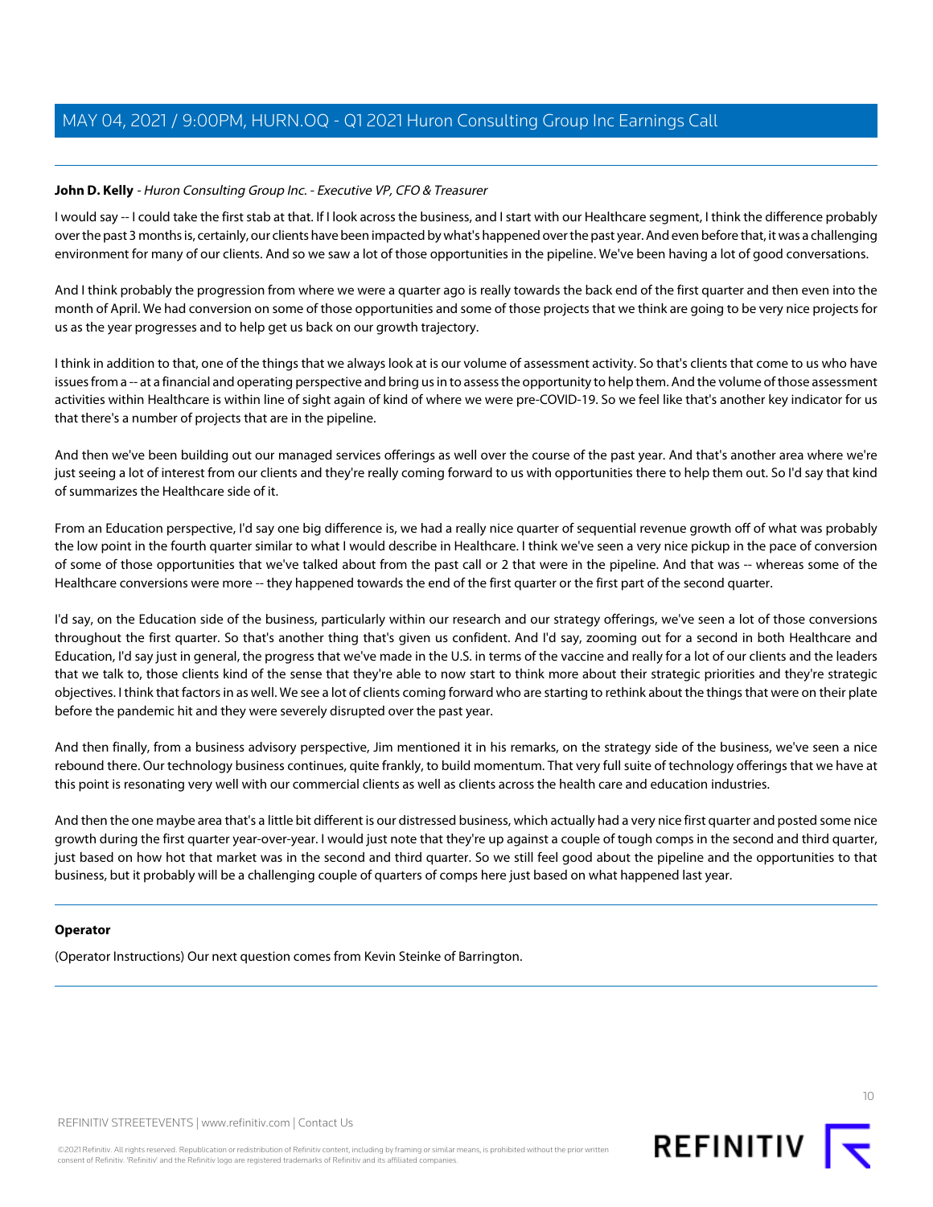**John D. Kelly** - *Huron Consulting Group Inc. - Executive VP, CFO & Treasurer*

I would say -- I could take the first stab at that. If I look across the business, and I start with our Healthcare segment, I think the difference probably over the past 3 months is, certainly, our clients have been impacted by what's happened over the past year. And even before that, it was a challenging environment for many of our clients. And so we saw a lot of those opportunities in the pipeline. We've been having a lot of good conversations.

And I think probably the progression from where we were a quarter ago is really towards the back end of the first quarter and then even into the month of April. We had conversion on some of those opportunities and some of those projects that we think are going to be very nice projects for us as the year progresses and to help get us back on our growth trajectory.

I think in addition to that, one of the things that we always look at is our volume of assessment activity. So that's clients that come to us who have issues from a -- at a financial and operating perspective and bring us in to assess the opportunity to help them. And the volume of those assessment activities within Healthcare is within line of sight again of kind of where we were pre-COVID-19. So we feel like that's another key indicator for us that there's a number of projects that are in the pipeline.

And then we've been building out our managed services offerings as well over the course of the past year. And that's another area where we're just seeing a lot of interest from our clients and they're really coming forward to us with opportunities there to help them out. So I'd say that kind of summarizes the Healthcare side of it.

From an Education perspective, I'd say one big difference is, we had a really nice quarter of sequential revenue growth off of what was probably the low point in the fourth quarter similar to what I would describe in Healthcare. I think we've seen a very nice pickup in the pace of conversion of some of those opportunities that we've talked about from the past call or 2 that were in the pipeline. And that was -- whereas some of the Healthcare conversions were more -- they happened towards the end of the first quarter or the first part of the second quarter.

I'd say, on the Education side of the business, particularly within our research and our strategy offerings, we've seen a lot of those conversions throughout the first quarter. So that's another thing that's given us confident. And I'd say, zooming out for a second in both Healthcare and Education, I'd say just in general, the progress that we've made in the U.S. in terms of the vaccine and really for a lot of our clients and the leaders that we talk to, those clients kind of the sense that they're able to now start to think more about their strategic priorities and they're strategic objectives. I think that factors in as well. We see a lot of clients coming forward who are starting to rethink about the things that were on their plate before the pandemic hit and they were severely disrupted over the past year.

And then finally, from a business advisory perspective, Jim mentioned it in his remarks, on the strategy side of the business, we've seen a nice rebound there. Our technology business continues, quite frankly, to build momentum. That very full suite of technology offerings that we have at this point is resonating very well with our commercial clients as well as clients across the health care and education industries.

And then the one maybe area that's a little bit different is our distressed business, which actually had a very nice first quarter and posted some nice growth during the first quarter year-over-year. I would just note that they're up against a couple of tough comps in the second and third quarter, just based on how hot that market was in the second and third quarter. So we still feel good about the pipeline and the opportunities to that business, but it probably will be a challenging couple of quarters of comps here just based on what happened last year.

**Operator**

(Operator Instructions) Our next question comes from Kevin Steinke of Barrington.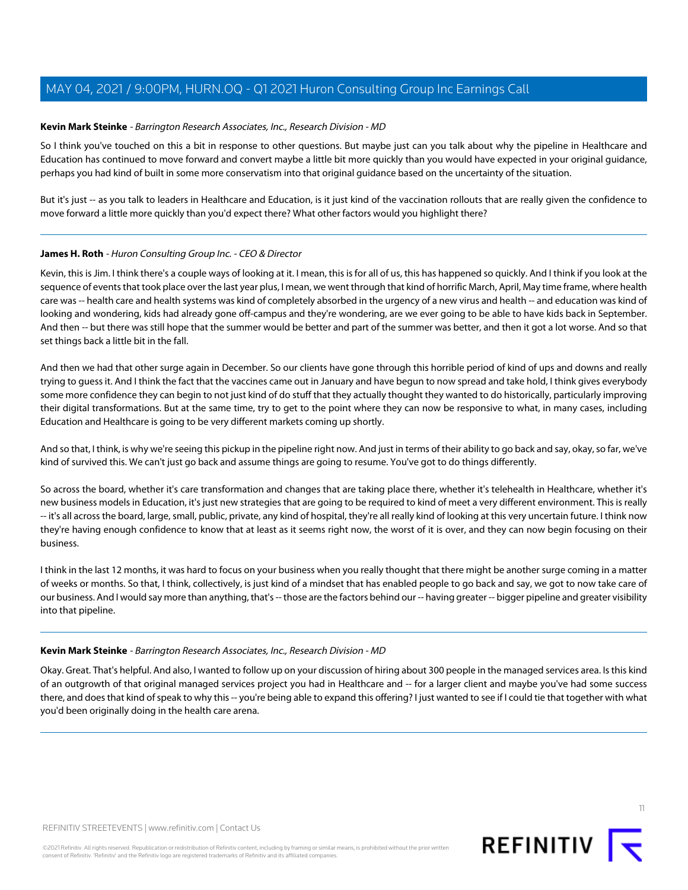**Kevin Mark Steinke** - *Barrington Research Associates, Inc., Research Division - MD*

So I think you've touched on this a bit in response to other questions. But maybe just can you talk about why the pipeline in Healthcare and Education has continued to move forward and convert maybe a little bit more quickly than you would have expected in your original guidance, perhaps you had kind of built in some more conservatism into that original guidance based on the uncertainty of the situation.

But it's just -- as you talk to leaders in Healthcare and Education, is it just kind of the vaccination rollouts that are really given the confidence to move forward a little more quickly than you'd expect there? What other factors would you highlight there?

---

**James H. Roth** - *Huron Consulting Group Inc. - CEO & Director*

Kevin, this is Jim. I think there's a couple ways of looking at it. I mean, this is for all of us, this has happened so quickly. And I think if you look at the sequence of events that took place over the last year plus, I mean, we went through that kind of horrific March, April, May time frame, where health care was -- health care and health systems was kind of completely absorbed in the urgency of a new virus and health -- and education was kind of looking and wondering, kids had already gone off-campus and they're wondering, are we ever going to be able to have kids back in September. And then -- but there was still hope that the summer would be better and part of the summer was better, and then it got a lot worse. And so that set things back a little bit in the fall.

And then we had that other surge again in December. So our clients have gone through this horrible period of kind of ups and downs and really trying to guess it. And I think the fact that the vaccines came out in January and have begun to now spread and take hold, I think gives everybody some more confidence they can begin to not just kind of do stuff that they actually thought they wanted to do historically, particularly improving their digital transformations. But at the same time, try to get to the point where they can now be responsive to what, in many cases, including Education and Healthcare is going to be very different markets coming up shortly.

And so that, I think, is why we're seeing this pickup in the pipeline right now. And just in terms of their ability to go back and say, okay, so far, we've kind of survived this. We can't just go back and assume things are going to resume. You've got to do things differently.

So across the board, whether it's care transformation and changes that are taking place there, whether it's telehealth in Healthcare, whether it's new business models in Education, it's just new strategies that are going to be required to kind of meet a very different environment. This is really -- it's all across the board, large, small, public, private, any kind of hospital, they're all really kind of looking at this very uncertain future. I think now they're having enough confidence to know that at least as it seems right now, the worst of it is over, and they can now begin focusing on their business.

I think in the last 12 months, it was hard to focus on your business when you really thought that there might be another surge coming in a matter of weeks or months. So that, I think, collectively, is just kind of a mindset that has enabled people to go back and say, we got to now take care of our business. And I would say more than anything, that's -- those are the factors behind our -- having greater -- bigger pipeline and greater visibility into that pipeline.

---

**Kevin Mark Steinke** - *Barrington Research Associates, Inc., Research Division - MD*

Okay. Great. That's helpful. And also, I wanted to follow up on your discussion of hiring about 300 people in the managed services area. Is this kind of an outgrowth of that original managed services project you had in Healthcare and -- for a larger client and maybe you've had some success there, and does that kind of speak to why this -- you're being able to expand this offering? I just wanted to see if I could tie that together with what you'd been originally doing in the health care arena.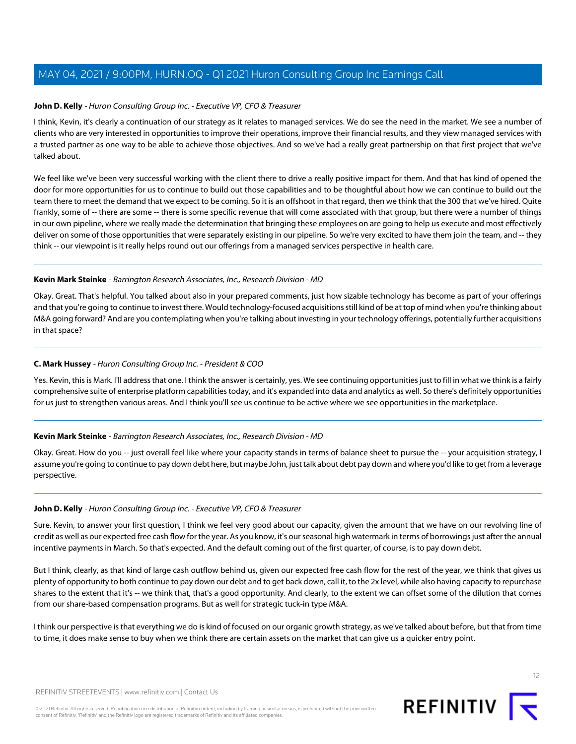**John D. Kelly** - *Huron Consulting Group Inc. - Executive VP, CFO & Treasurer*

I think, Kevin, it's clearly a continuation of our strategy as it relates to managed services. We do see the need in the market. We see a number of clients who are very interested in opportunities to improve their operations, improve their financial results, and they view managed services with a trusted partner as one way to be able to achieve those objectives. And so we've had a really great partnership on that first project that we've talked about.

We feel like we've been very successful working with the client there to drive a really positive impact for them. And that has kind of opened the door for more opportunities for us to continue to build out those capabilities and to be thoughtful about how we can continue to build out the team there to meet the demand that we expect to be coming. So it is an offshoot in that regard, then we think that the 300 that we've hired. Quite frankly, some of -- there are some -- there is some specific revenue that will come associated with that group, but there were a number of things in our own pipeline, where we really made the determination that bringing these employees on are going to help us execute and most effectively deliver on some of those opportunities that were separately existing in our pipeline. So we're very excited to have them join the team, and -- they think -- our viewpoint is it really helps round out our offerings from a managed services perspective in health care.

---

**Kevin Mark Steinke** - *Barrington Research Associates, Inc., Research Division - MD*

Okay. Great. That's helpful. You talked about also in your prepared comments, just how sizable technology has become as part of your offerings and that you're going to continue to invest there. Would technology-focused acquisitions still kind of be at top of mind when you're thinking about M&A going forward? And are you contemplating when you're talking about investing in your technology offerings, potentially further acquisitions in that space?

---

**C. Mark Hussey** - *Huron Consulting Group Inc. - President & COO*

Yes. Kevin, this is Mark. I'll address that one. I think the answer is certainly, yes. We see continuing opportunities just to fill in what we think is a fairly comprehensive suite of enterprise platform capabilities today, and it's expanded into data and analytics as well. So there's definitely opportunities for us just to strengthen various areas. And I think you'll see us continue to be active where we see opportunities in the marketplace.

---

**Kevin Mark Steinke** - *Barrington Research Associates, Inc., Research Division - MD*

Okay. Great. How do you -- just overall feel like where your capacity stands in terms of balance sheet to pursue the -- your acquisition strategy, I assume you're going to continue to pay down debt here, but maybe John, just talk about debt pay down and where you'd like to get from a leverage perspective.

---

**John D. Kelly** - *Huron Consulting Group Inc. - Executive VP, CFO & Treasurer*

Sure. Kevin, to answer your first question, I think we feel very good about our capacity, given the amount that we have on our revolving line of credit as well as our expected free cash flow for the year. As you know, it's our seasonal high watermark in terms of borrowings just after the annual incentive payments in March. So that's expected. And the default coming out of the first quarter, of course, is to pay down debt.

But I think, clearly, as that kind of large cash outflow behind us, given our expected free cash flow for the rest of the year, we think that gives us plenty of opportunity to both continue to pay down our debt and to get back down, call it, to the 2x level, while also having capacity to repurchase shares to the extent that it's -- we think that, that's a good opportunity. And clearly, to the extent we can offset some of the dilution that comes from our share-based compensation programs. But as well for strategic tuck-in type M&A.

I think our perspective is that everything we do is kind of focused on our organic growth strategy, as we've talked about before, but that from time to time, it does make sense to buy when we think there are certain assets on the market that can give us a quicker entry point.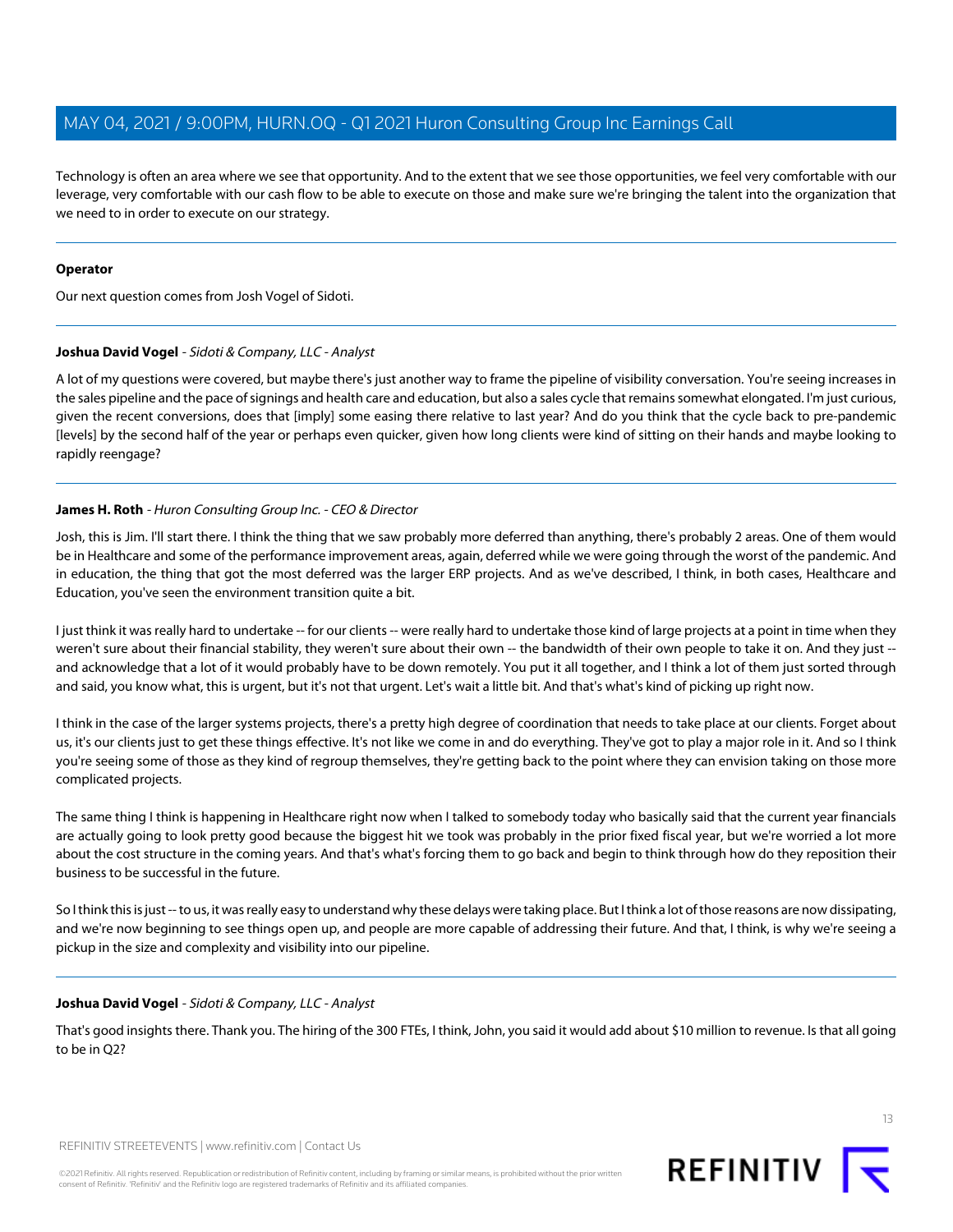Technology is often an area where we see that opportunity. And to the extent that we see those opportunities, we feel very comfortable with our leverage, very comfortable with our cash flow to be able to execute on those and make sure we're bringing the talent into the organization that we need to in order to execute on our strategy.

---

**Operator**

Our next question comes from Josh Vogel of Sidoti.

---

**Joshua David Vogel** - *Sidoti & Company, LLC - Analyst*

A lot of my questions were covered, but maybe there's just another way to frame the pipeline of visibility conversation. You're seeing increases in the sales pipeline and the pace of signings and health care and education, but also a sales cycle that remains somewhat elongated. I'm just curious, given the recent conversions, does that [imply] some easing there relative to last year? And do you think that the cycle back to pre-pandemic [levels] by the second half of the year or perhaps even quicker, given how long clients were kind of sitting on their hands and maybe looking to rapidly reengage?

---

**James H. Roth** - *Huron Consulting Group Inc. - CEO & Director*

Josh, this is Jim. I'll start there. I think the thing that we saw probably more deferred than anything, there's probably 2 areas. One of them would be in Healthcare and some of the performance improvement areas, again, deferred while we were going through the worst of the pandemic. And in education, the thing that got the most deferred was the larger ERP projects. And as we've described, I think, in both cases, Healthcare and Education, you've seen the environment transition quite a bit.

I just think it was really hard to undertake -- for our clients -- were really hard to undertake those kind of large projects at a point in time when they weren't sure about their financial stability, they weren't sure about their own -- the bandwidth of their own people to take it on. And they just -- and acknowledge that a lot of it would probably have to be down remotely. You put it all together, and I think a lot of them just sorted through and said, you know what, this is urgent, but it's not that urgent. Let's wait a little bit. And that's what's kind of picking up right now.

I think in the case of the larger systems projects, there's a pretty high degree of coordination that needs to take place at our clients. Forget about us, it's our clients just to get these things effective. It's not like we come in and do everything. They've got to play a major role in it. And so I think you're seeing some of those as they kind of regroup themselves, they're getting back to the point where they can envision taking on those more complicated projects.

The same thing I think is happening in Healthcare right now when I talked to somebody today who basically said that the current year financials are actually going to look pretty good because the biggest hit we took was probably in the prior fixed fiscal year, but we're worried a lot more about the cost structure in the coming years. And that's what's forcing them to go back and begin to think through how do they reposition their business to be successful in the future.

So I think this is just -- to us, it was really easy to understand why these delays were taking place. But I think a lot of those reasons are now dissipating, and we're now beginning to see things open up, and people are more capable of addressing their future. And that, I think, is why we're seeing a pickup in the size and complexity and visibility into our pipeline.

---

**Joshua David Vogel** - *Sidoti & Company, LLC - Analyst*

That's good insights there. Thank you. The hiring of the 300 FTEs, I think, John, you said it would add about $10 million to revenue. Is that all going to be in Q2?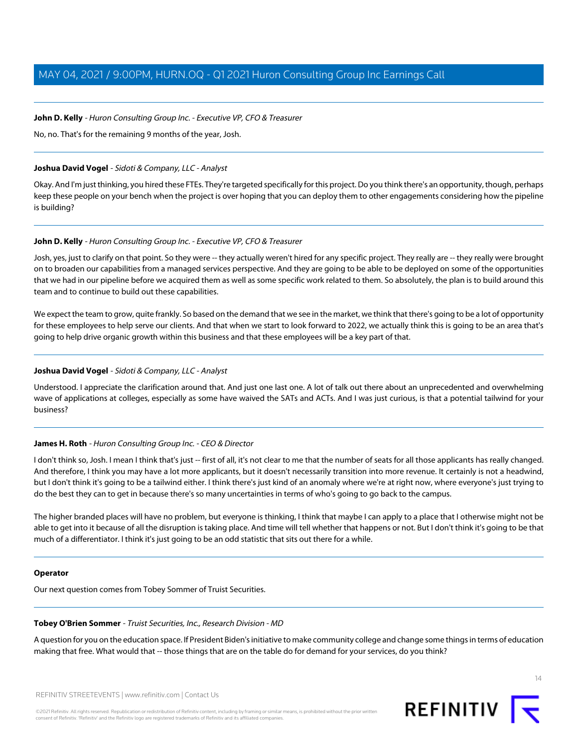**John D. Kelly** - *Huron Consulting Group Inc. - Executive VP, CFO & Treasurer*

No, no. That's for the remaining 9 months of the year, Josh.

---

**Joshua David Vogel** - *Sidoti & Company, LLC - Analyst*

Okay. And I'm just thinking, you hired these FTEs. They're targeted specifically for this project. Do you think there's an opportunity, though, perhaps keep these people on your bench when the project is over hoping that you can deploy them to other engagements considering how the pipeline is building?

---

**John D. Kelly** - *Huron Consulting Group Inc. - Executive VP, CFO & Treasurer*

Josh, yes, just to clarify on that point. So they were -- they actually weren't hired for any specific project. They really are -- they really were brought on to broaden our capabilities from a managed services perspective. And they are going to be able to be deployed on some of the opportunities that we had in our pipeline before we acquired them as well as some specific work related to them. So absolutely, the plan is to build around this team and to continue to build out these capabilities.

We expect the team to grow, quite frankly. So based on the demand that we see in the market, we think that there's going to be a lot of opportunity for these employees to help serve our clients. And that when we start to look forward to 2022, we actually think this is going to be an area that's going to help drive organic growth within this business and that these employees will be a key part of that.

---

**Joshua David Vogel** - *Sidoti & Company, LLC - Analyst*

Understood. I appreciate the clarification around that. And just one last one. A lot of talk out there about an unprecedented and overwhelming wave of applications at colleges, especially as some have waived the SATs and ACTs. And I was just curious, is that a potential tailwind for your business?

---

**James H. Roth** - *Huron Consulting Group Inc. - CEO & Director*

I don't think so, Josh. I mean I think that's just -- first of all, it's not clear to me that the number of seats for all those applicants has really changed. And therefore, I think you may have a lot more applicants, but it doesn't necessarily transition into more revenue. It certainly is not a headwind, but I don't think it's going to be a tailwind either. I think there's just kind of an anomaly where we're at right now, where everyone's just trying to do the best they can to get in because there's so many uncertainties in terms of who's going to go back to the campus.

The higher branded places will have no problem, but everyone is thinking, I think that maybe I can apply to a place that I otherwise might not be able to get into it because of all the disruption is taking place. And time will tell whether that happens or not. But I don't think it's going to be that much of a differentiator. I think it's just going to be an odd statistic that sits out there for a while.

---

**Operator**

Our next question comes from Tobey Sommer of Truist Securities.

---

**Tobey O'Brien Sommer** - *Truist Securities, Inc., Research Division - MD*

A question for you on the education space. If President Biden's initiative to make community college and change some things in terms of education making that free. What would that -- those things that are on the table do for demand for your services, do you think?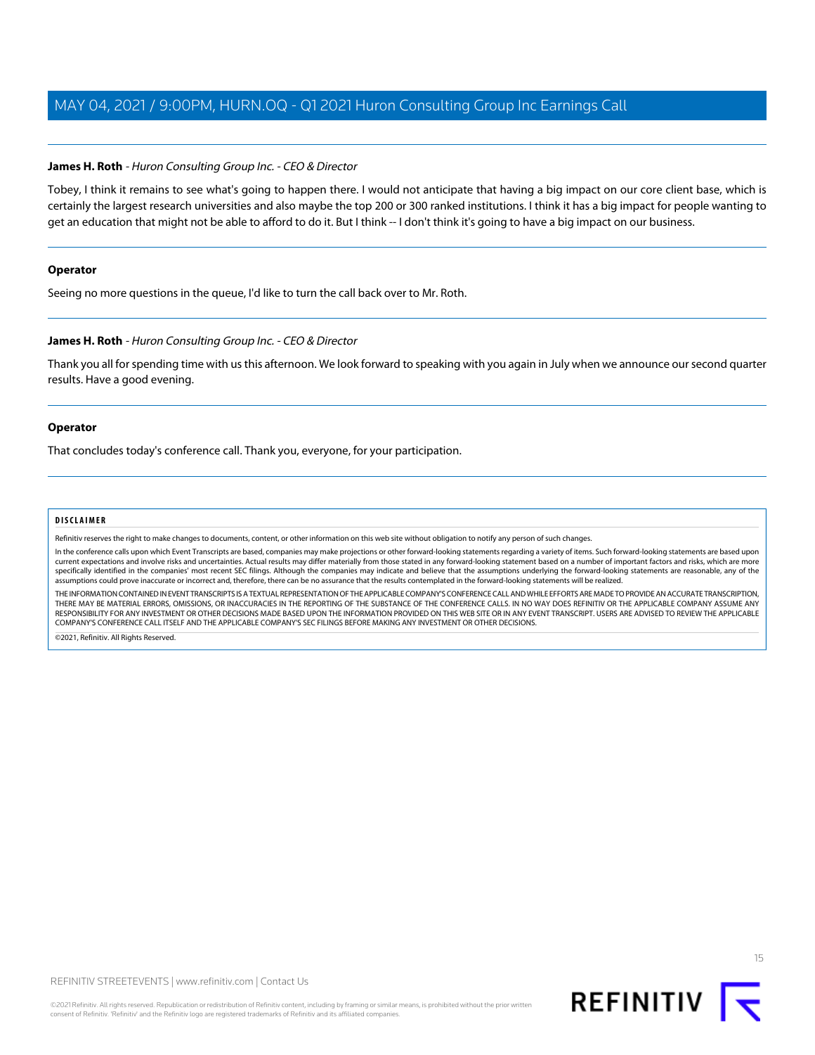**James H. Roth** - *Huron Consulting Group Inc. - CEO & Director*

Tobey, I think it remains to see what's going to happen there. I would not anticipate that having a big impact on our core client base, which is certainly the largest research universities and also maybe the top 200 or 300 ranked institutions. I think it has a big impact for people wanting to get an education that might not be able to afford to do it. But I think -- I don't think it's going to have a big impact on our business.

---

**Operator**

Seeing no more questions in the queue, I'd like to turn the call back over to Mr. Roth.

---

**James H. Roth** - *Huron Consulting Group Inc. - CEO & Director*

Thank you all for spending time with us this afternoon. We look forward to speaking with you again in July when we announce our second quarter results. Have a good evening.

---

**Operator**

That concludes today's conference call. Thank you, everyone, for your participation.

---

**DISCLAIMER**

Refinitiv reserves the right to make changes to documents, content, or other information on this web site without obligation to notify any person of such changes.

In the conference calls upon which Event Transcripts are based, companies may make projections or other forward-looking statements regarding a variety of items. Such forward-looking statements are based upon current expectations and involve risks and uncertainties. Actual results may differ materially from those stated in any forward-looking statement based on a number of important factors and risks, which are more specifically identified in the companies' most recent SEC filings. Although the companies may indicate and believe that the assumptions underlying the forward-looking statements are reasonable, any of the assumptions could prove inaccurate or incorrect and, therefore, there can be no assurance that the results contemplated in the forward-looking statements will be realized.

THE INFORMATION CONTAINED IN EVENT TRANSCRIPTS IS A TEXTUAL REPRESENTATION OF THE APPLICABLE COMPANY'S CONFERENCE CALL AND WHILE EFFORTS ARE MADE TO PROVIDE AN ACCURATE TRANSCRIPTION, THERE MAY BE MATERIAL ERRORS, OMISSIONS, OR INACCURACIES IN THE REPORTING OF THE SUBSTANCE OF THE CONFERENCE CALLS. IN NO WAY DOES REFINITIV OR THE APPLICABLE COMPANY ASSUME ANY RESPONSIBILITY FOR ANY INVESTMENT OR OTHER DECISIONS MADE BASED UPON THE INFORMATION PROVIDED ON THIS WEB SITE OR IN ANY EVENT TRANSCRIPT. USERS ARE ADVISED TO REVIEW THE APPLICABLE COMPANY'S CONFERENCE CALL ITSELF AND THE APPLICABLE COMPANY'S SEC FILINGS BEFORE MAKING ANY INVESTMENT OR OTHER DECISIONS.

©2021, Refinitiv. All Rights Reserved.